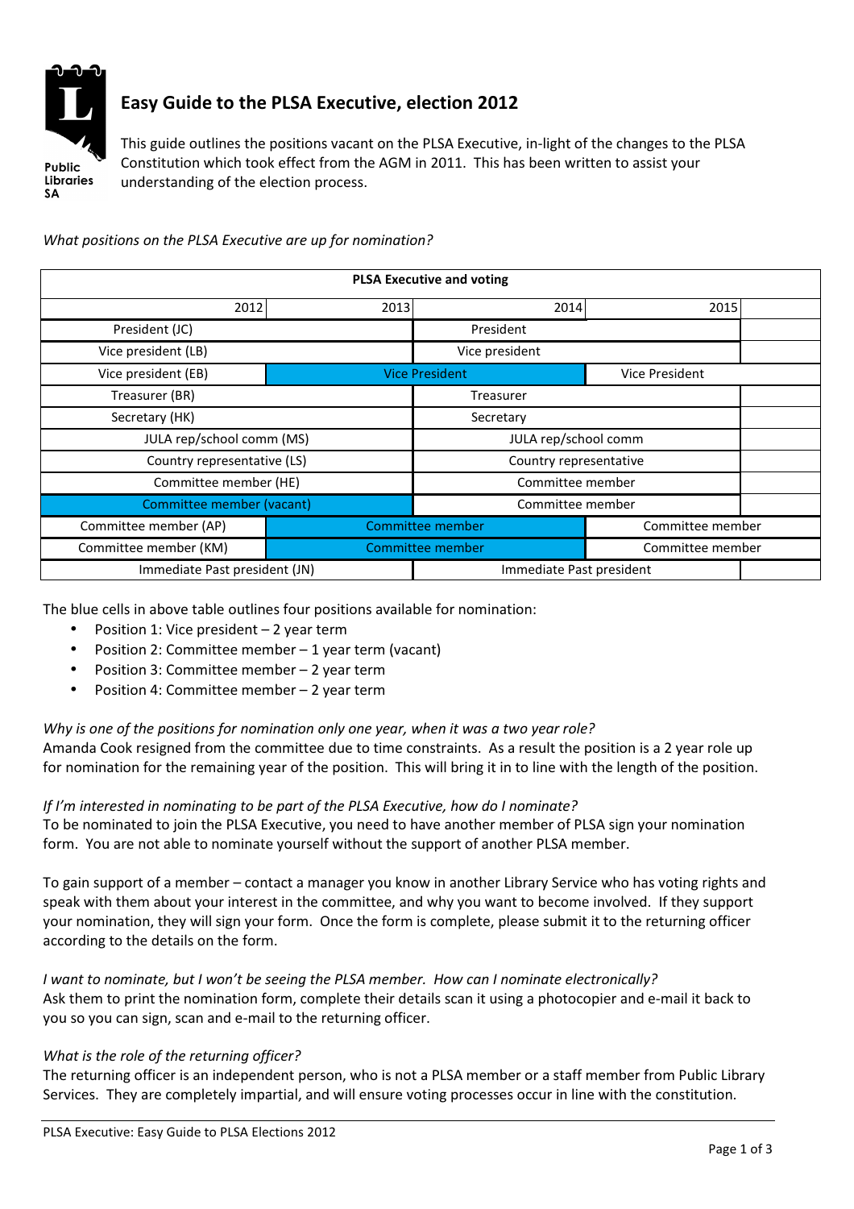# Easy Guide to the PLSA Executive, election 2012

This guide outlines the positions vacant on the PLSA Executive, in-light of the changes to the PLSA Constitution which took effect from the AGM in 2011. This has been written to assist your understanding of the election process.

*What positions on the PLSA Executive are up for nomination?*

| PLSA Executive and voting | | | | |
|---|---|---|---|---|
| 2012 | 2013 | 2014 | 2015 | |
| President (JC) | | President | | |
| Vice president (LB) | | Vice president | | |
| Vice president (EB) | Vice President | | Vice President | |
| Treasurer (BR) | | Treasurer | | |
| Secretary (HK) | | Secretary | | |
| JULA rep/school comm (MS) | | JULA rep/school comm | | |
| Country representative (LS) | | Country representative | | |
| Committee member (HE) | | Committee member | | |
| Committee member (vacant) | | Committee member | | |
| Committee member (AP) | Committee member | | Committee member | |
| Committee member (KM) | Committee member | | Committee member | |
| Immediate Past president (JN) | | Immediate Past president | | |

The blue cells in above table outlines four positions available for nomination:

- Position 1: Vice president – 2 year term
- Position 2: Committee member – 1 year term (vacant)
- Position 3: Committee member – 2 year term
- Position 4: Committee member – 2 year term

*Why is one of the positions for nomination only one year, when it was a two year role?*
Amanda Cook resigned from the committee due to time constraints. As a result the position is a 2 year role up for nomination for the remaining year of the position. This will bring it in to line with the length of the position.

*If I'm interested in nominating to be part of the PLSA Executive, how do I nominate?*
To be nominated to join the PLSA Executive, you need to have another member of PLSA sign your nomination form. You are not able to nominate yourself without the support of another PLSA member.

To gain support of a member – contact a manager you know in another Library Service who has voting rights and speak with them about your interest in the committee, and why you want to become involved. If they support your nomination, they will sign your form. Once the form is complete, please submit it to the returning officer according to the details on the form.

*I want to nominate, but I won't be seeing the PLSA member. How can I nominate electronically?*
Ask them to print the nomination form, complete their details scan it using a photocopier and e-mail it back to you so you can sign, scan and e-mail to the returning officer.

*What is the role of the returning officer?*
The returning officer is an independent person, who is not a PLSA member or a staff member from Public Library Services. They are completely impartial, and will ensure voting processes occur in line with the constitution.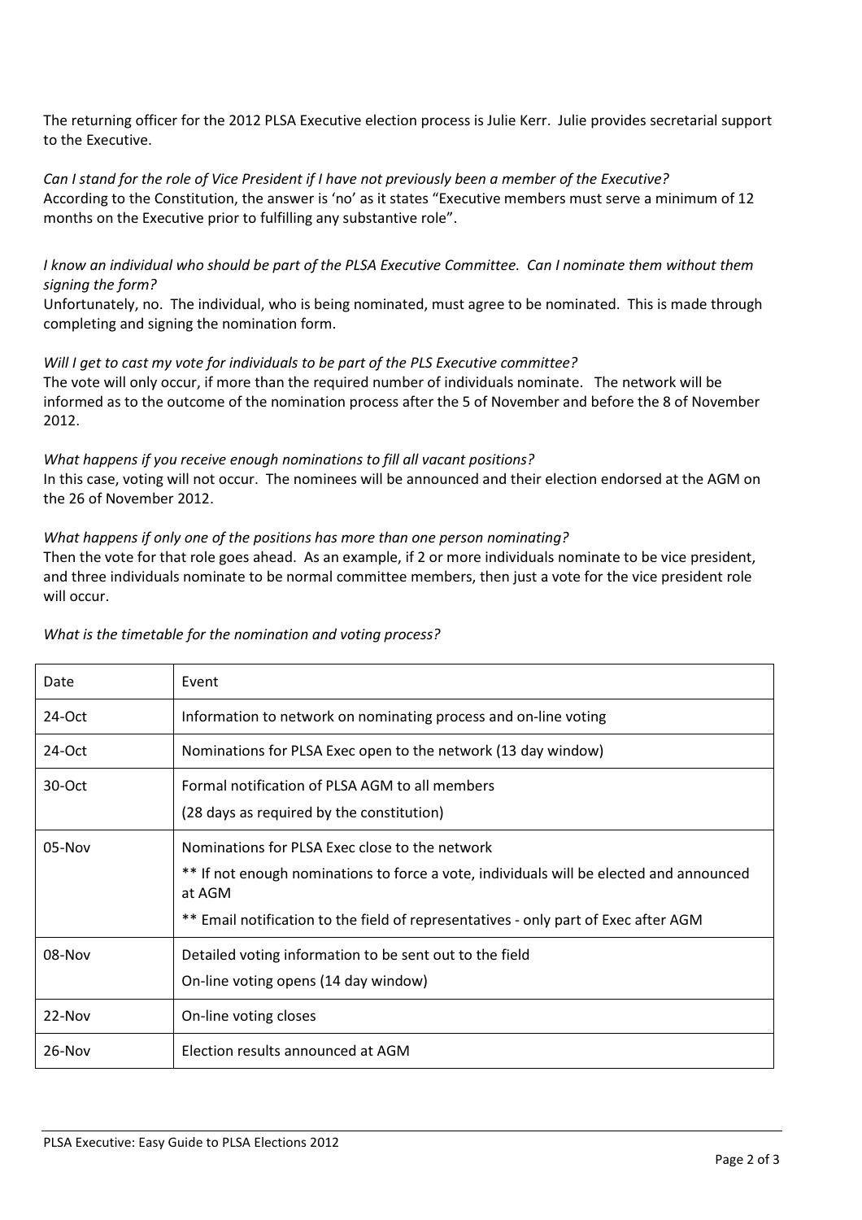The returning officer for the 2012 PLSA Executive election process is Julie Kerr. Julie provides secretarial support to the Executive.

*Can I stand for the role of Vice President if I have not previously been a member of the Executive?*
According to the Constitution, the answer is 'no' as it states "Executive members must serve a minimum of 12 months on the Executive prior to fulfilling any substantive role".

*I know an individual who should be part of the PLSA Executive Committee. Can I nominate them without them signing the form?*
Unfortunately, no. The individual, who is being nominated, must agree to be nominated. This is made through completing and signing the nomination form.

*Will I get to cast my vote for individuals to be part of the PLS Executive committee?*
The vote will only occur, if more than the required number of individuals nominate. The network will be informed as to the outcome of the nomination process after the 5 of November and before the 8 of November 2012.

*What happens if you receive enough nominations to fill all vacant positions?*
In this case, voting will not occur. The nominees will be announced and their election endorsed at the AGM on the 26 of November 2012.

*What happens if only one of the positions has more than one person nominating?*
Then the vote for that role goes ahead. As an example, if 2 or more individuals nominate to be vice president, and three individuals nominate to be normal committee members, then just a vote for the vice president role will occur.

*What is the timetable for the nomination and voting process?*

| Date | Event |
|---|---|
| 24-Oct | Information to network on nominating process and on-line voting |
| 24-Oct | Nominations for PLSA Exec open to the network (13 day window) |
| 30-Oct | Formal notification of PLSA AGM to all members<br>(28 days as required by the constitution) |
| 05-Nov | Nominations for PLSA Exec close to the network<br>** If not enough nominations to force a vote, individuals will be elected and announced at AGM<br>** Email notification to the field of representatives - only part of Exec after AGM |
| 08-Nov | Detailed voting information to be sent out to the field<br>On-line voting opens (14 day window) |
| 22-Nov | On-line voting closes |
| 26-Nov | Election results announced at AGM |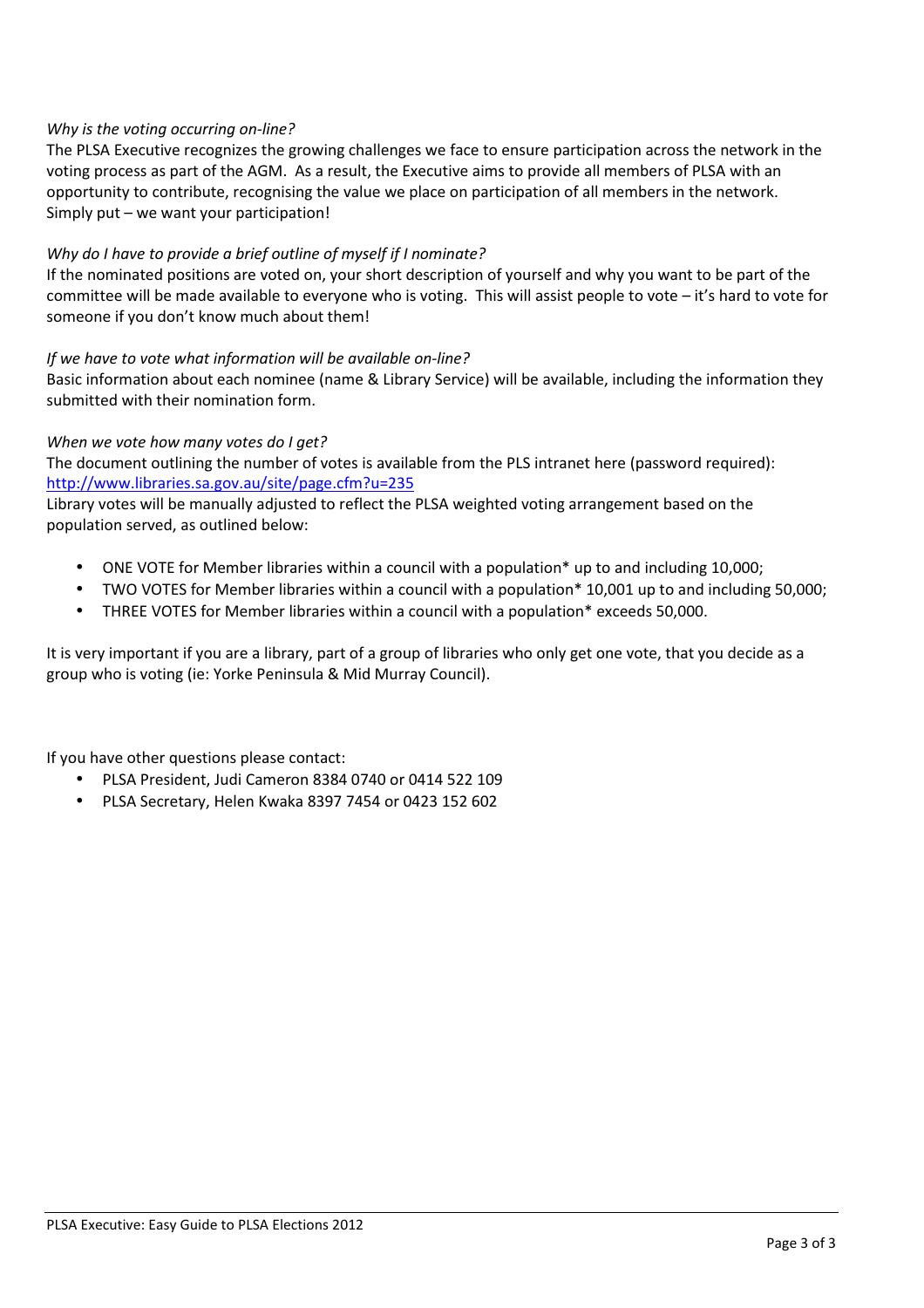*Why is the voting occurring on-line?*

The PLSA Executive recognizes the growing challenges we face to ensure participation across the network in the voting process as part of the AGM. As a result, the Executive aims to provide all members of PLSA with an opportunity to contribute, recognising the value we place on participation of all members in the network. Simply put – we want your participation!

*Why do I have to provide a brief outline of myself if I nominate?*

If the nominated positions are voted on, your short description of yourself and why you want to be part of the committee will be made available to everyone who is voting. This will assist people to vote – it's hard to vote for someone if you don't know much about them!

*If we have to vote what information will be available on-line?*

Basic information about each nominee (name & Library Service) will be available, including the information they submitted with their nomination form.

*When we vote how many votes do I get?*

The document outlining the number of votes is available from the PLS intranet here (password required): [http://www.libraries.sa.gov.au/site/page.cfm?u=235](http://www.libraries.sa.gov.au/site/page.cfm?u=235)

Library votes will be manually adjusted to reflect the PLSA weighted voting arrangement based on the population served, as outlined below:

- ONE VOTE for Member libraries within a council with a population* up to and including 10,000;
- TWO VOTES for Member libraries within a council with a population* 10,001 up to and including 50,000;
- THREE VOTES for Member libraries within a council with a population* exceeds 50,000.

It is very important if you are a library, part of a group of libraries who only get one vote, that you decide as a group who is voting (ie: Yorke Peninsula & Mid Murray Council).

If you have other questions please contact:

- PLSA President, Judi Cameron 8384 0740 or 0414 522 109
- PLSA Secretary, Helen Kwaka 8397 7454 or 0423 152 602